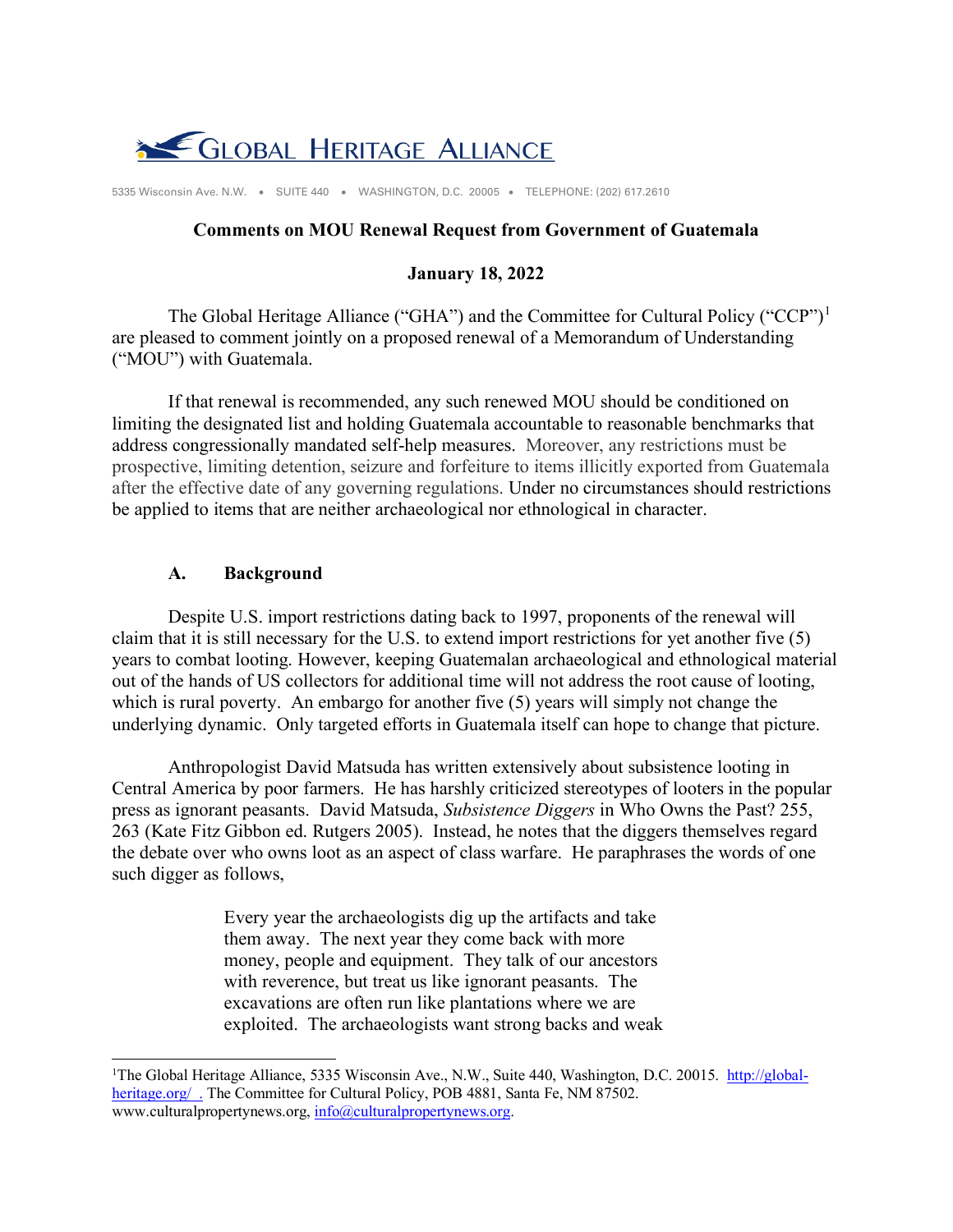GLOBAL HERITAGE ALLIANCE

5335 Wisconsin Ave. N.W. • SUITE 440 • WASHINGTON, D.C. 20005 • TELEPHONE: (202) 617.2610

**Comments on MOU Renewal Request from Government of Guatemala**

**January 18, 2022**

The Global Heritage Alliance ("GHA") and the Committee for Cultural Policy ("CCP")[1] are pleased to comment jointly on a proposed renewal of a Memorandum of Understanding ("MOU") with Guatemala.

If that renewal is recommended, any such renewed MOU should be conditioned on limiting the designated list and holding Guatemala accountable to reasonable benchmarks that address congressionally mandated self-help measures. Moreover, any restrictions must be prospective, limiting detention, seizure and forfeiture to items illicitly exported from Guatemala after the effective date of any governing regulations. Under no circumstances should restrictions be applied to items that are neither archaeological nor ethnological in character.

## A. Background

Despite U.S. import restrictions dating back to 1997, proponents of the renewal will claim that it is still necessary for the U.S. to extend import restrictions for yet another five (5) years to combat looting. However, keeping Guatemalan archaeological and ethnological material out of the hands of US collectors for additional time will not address the root cause of looting, which is rural poverty. An embargo for another five (5) years will simply not change the underlying dynamic. Only targeted efforts in Guatemala itself can hope to change that picture.

Anthropologist David Matsuda has written extensively about subsistence looting in Central America by poor farmers. He has harshly criticized stereotypes of looters in the popular press as ignorant peasants. David Matsuda, *Subsistence Diggers* in Who Owns the Past? 255, 263 (Kate Fitz Gibbon ed. Rutgers 2005). Instead, he notes that the diggers themselves regard the debate over who owns loot as an aspect of class warfare. He paraphrases the words of one such digger as follows,

> Every year the archaeologists dig up the artifacts and take them away. The next year they come back with more money, people and equipment. They talk of our ancestors with reverence, but treat us like ignorant peasants. The excavations are often run like plantations where we are exploited. The archaeologists want strong backs and weak

---

[1] The Global Heritage Alliance, 5335 Wisconsin Ave., N.W., Suite 440, Washington, D.C. 20015. http://global-heritage.org/ . The Committee for Cultural Policy, POB 4881, Santa Fe, NM 87502. www.culturalpropertynews.org, info@culturalpropertynews.org.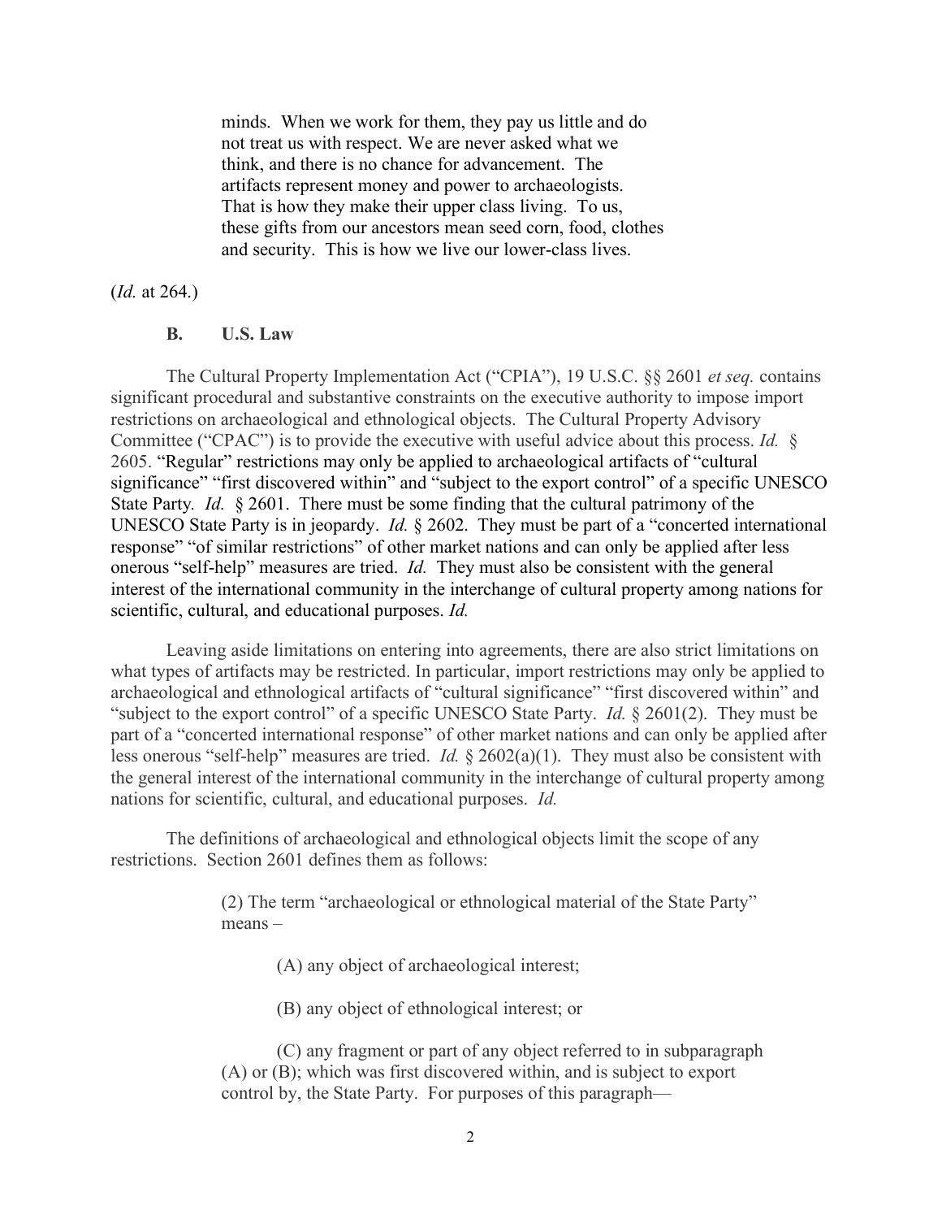> minds. When we work for them, they pay us little and do not treat us with respect. We are never asked what we think, and there is no chance for advancement. The artifacts represent money and power to archaeologists. That is how they make their upper class living. To us, these gifts from our ancestors mean seed corn, food, clothes and security. This is how we live our lower-class lives.

(*Id.* at 264.)

### B. U.S. Law

The Cultural Property Implementation Act ("CPIA"), 19 U.S.C. §§ 2601 *et seq.* contains significant procedural and substantive constraints on the executive authority to impose import restrictions on archaeological and ethnological objects. The Cultural Property Advisory Committee ("CPAC") is to provide the executive with useful advice about this process. *Id.* § 2605. "Regular" restrictions may only be applied to archaeological artifacts of "cultural significance" "first discovered within" and "subject to the export control" of a specific UNESCO State Party. *Id.* § 2601. There must be some finding that the cultural patrimony of the UNESCO State Party is in jeopardy. *Id.* § 2602. They must be part of a "concerted international response" "of similar restrictions" of other market nations and can only be applied after less onerous "self-help" measures are tried. *Id.* They must also be consistent with the general interest of the international community in the interchange of cultural property among nations for scientific, cultural, and educational purposes. *Id.*

Leaving aside limitations on entering into agreements, there are also strict limitations on what types of artifacts may be restricted. In particular, import restrictions may only be applied to archaeological and ethnological artifacts of "cultural significance" "first discovered within" and "subject to the export control" of a specific UNESCO State Party. *Id.* § 2601(2). They must be part of a "concerted international response" of other market nations and can only be applied after less onerous "self-help" measures are tried. *Id.* § 2602(a)(1). They must also be consistent with the general interest of the international community in the interchange of cultural property among nations for scientific, cultural, and educational purposes. *Id.*

The definitions of archaeological and ethnological objects limit the scope of any restrictions. Section 2601 defines them as follows:

> (2) The term "archaeological or ethnological material of the State Party" means –
>
> (A) any object of archaeological interest;
>
> (B) any object of ethnological interest; or
>
> (C) any fragment or part of any object referred to in subparagraph (A) or (B); which was first discovered within, and is subject to export control by, the State Party. For purposes of this paragraph—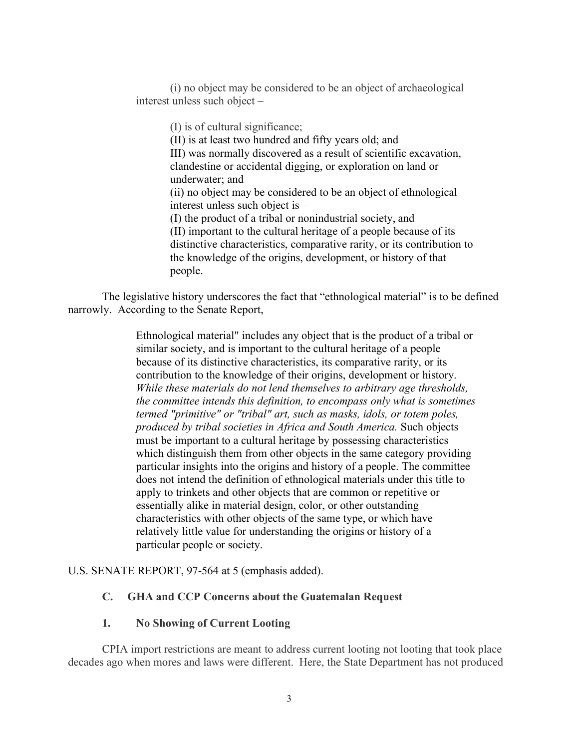(i) no object may be considered to be an object of archaeological interest unless such object –

> (I) is of cultural significance;
>
> (II) is at least two hundred and fifty years old; and
>
> III) was normally discovered as a result of scientific excavation, clandestine or accidental digging, or exploration on land or underwater; and
>
> (ii) no object may be considered to be an object of ethnological interest unless such object is –
>
> (I) the product of a tribal or nonindustrial society, and
>
> (II) important to the cultural heritage of a people because of its distinctive characteristics, comparative rarity, or its contribution to the knowledge of the origins, development, or history of that people.

The legislative history underscores the fact that "ethnological material" is to be defined narrowly. According to the Senate Report,

> Ethnological material" includes any object that is the product of a tribal or similar society, and is important to the cultural heritage of a people because of its distinctive characteristics, its comparative rarity, or its contribution to the knowledge of their origins, development or history. *While these materials do not lend themselves to arbitrary age thresholds, the committee intends this definition, to encompass only what is sometimes termed "primitive" or "tribal" art, such as masks, idols, or totem poles, produced by tribal societies in Africa and South America.* Such objects must be important to a cultural heritage by possessing characteristics which distinguish them from other objects in the same category providing particular insights into the origins and history of a people. The committee does not intend the definition of ethnological materials under this title to apply to trinkets and other objects that are common or repetitive or essentially alike in material design, color, or other outstanding characteristics with other objects of the same type, or which have relatively little value for understanding the origins or history of a particular people or society.

U.S. SENATE REPORT, 97-564 at 5 (emphasis added).

### C. GHA and CCP Concerns about the Guatemalan Request

#### 1. No Showing of Current Looting

CPIA import restrictions are meant to address current looting not looting that took place decades ago when mores and laws were different. Here, the State Department has not produced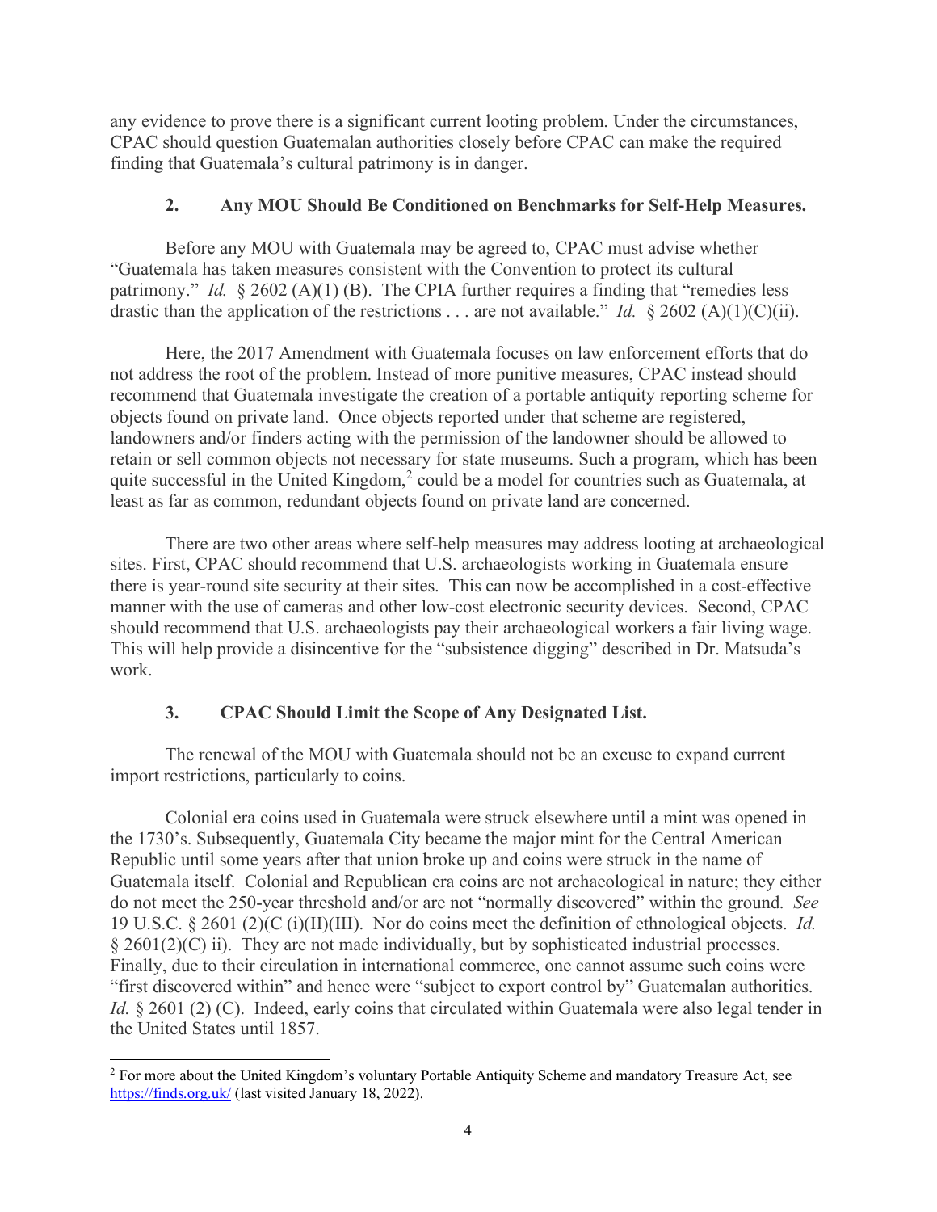any evidence to prove there is a significant current looting problem. Under the circumstances, CPAC should question Guatemalan authorities closely before CPAC can make the required finding that Guatemala's cultural patrimony is in danger.

### 2. Any MOU Should Be Conditioned on Benchmarks for Self-Help Measures.

Before any MOU with Guatemala may be agreed to, CPAC must advise whether "Guatemala has taken measures consistent with the Convention to protect its cultural patrimony." *Id.* § 2602 (A)(1) (B). The CPIA further requires a finding that "remedies less drastic than the application of the restrictions . . . are not available." *Id.* § 2602 (A)(1)(C)(ii).

Here, the 2017 Amendment with Guatemala focuses on law enforcement efforts that do not address the root of the problem. Instead of more punitive measures, CPAC instead should recommend that Guatemala investigate the creation of a portable antiquity reporting scheme for objects found on private land. Once objects reported under that scheme are registered, landowners and/or finders acting with the permission of the landowner should be allowed to retain or sell common objects not necessary for state museums. Such a program, which has been quite successful in the United Kingdom,[2] could be a model for countries such as Guatemala, at least as far as common, redundant objects found on private land are concerned.

There are two other areas where self-help measures may address looting at archaeological sites. First, CPAC should recommend that U.S. archaeologists working in Guatemala ensure there is year-round site security at their sites. This can now be accomplished in a cost-effective manner with the use of cameras and other low-cost electronic security devices. Second, CPAC should recommend that U.S. archaeologists pay their archaeological workers a fair living wage. This will help provide a disincentive for the "subsistence digging" described in Dr. Matsuda's work.

### 3. CPAC Should Limit the Scope of Any Designated List.

The renewal of the MOU with Guatemala should not be an excuse to expand current import restrictions, particularly to coins.

Colonial era coins used in Guatemala were struck elsewhere until a mint was opened in the 1730's. Subsequently, Guatemala City became the major mint for the Central American Republic until some years after that union broke up and coins were struck in the name of Guatemala itself. Colonial and Republican era coins are not archaeological in nature; they either do not meet the 250-year threshold and/or are not "normally discovered" within the ground. *See* 19 U.S.C. § 2601 (2)(C (i)(II)(III). Nor do coins meet the definition of ethnological objects. *Id.* § 2601(2)(C) ii). They are not made individually, but by sophisticated industrial processes. Finally, due to their circulation in international commerce, one cannot assume such coins were "first discovered within" and hence were "subject to export control by" Guatemalan authorities. *Id.* § 2601 (2) (C). Indeed, early coins that circulated within Guatemala were also legal tender in the United States until 1857.

---

[2] For more about the United Kingdom's voluntary Portable Antiquity Scheme and mandatory Treasure Act, see https://finds.org.uk/ (last visited January 18, 2022).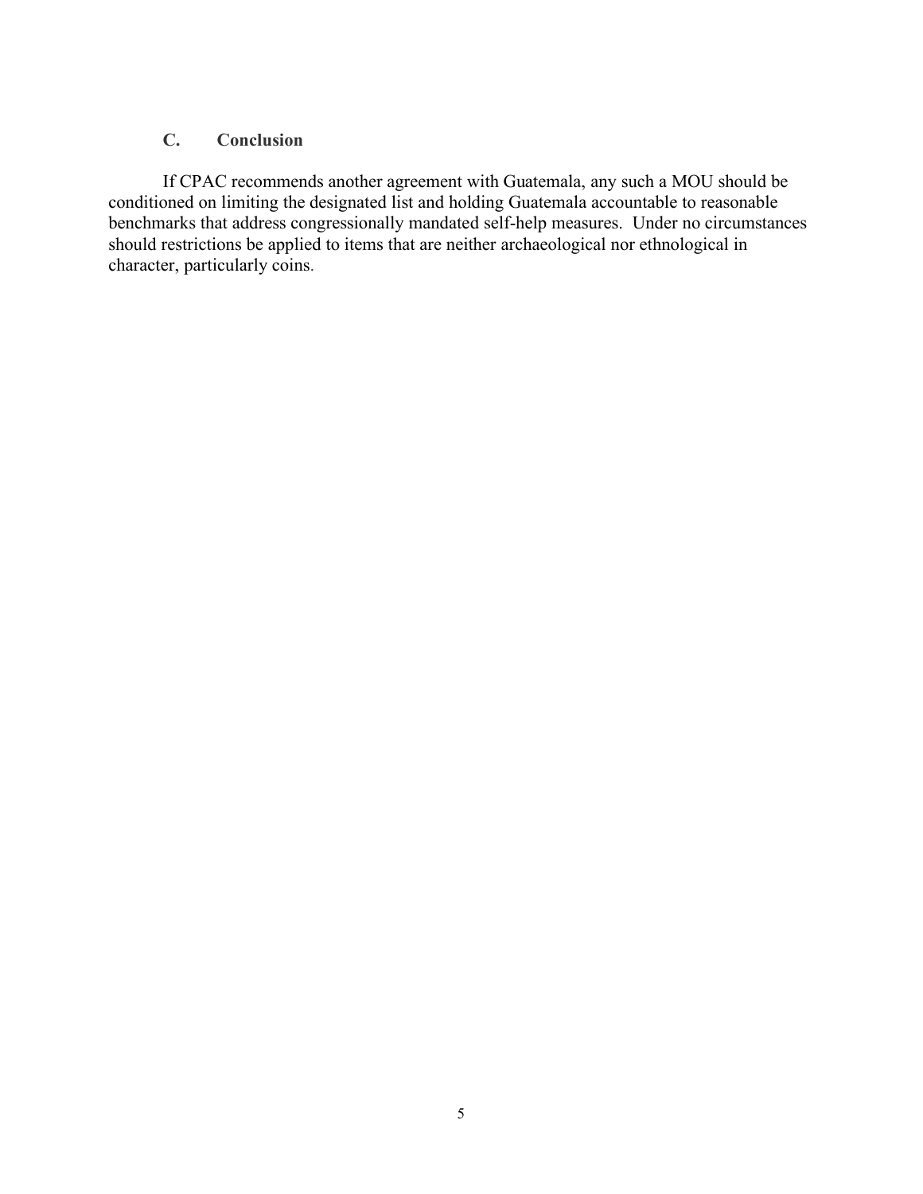### C. Conclusion

If CPAC recommends another agreement with Guatemala, any such a MOU should be conditioned on limiting the designated list and holding Guatemala accountable to reasonable benchmarks that address congressionally mandated self-help measures. Under no circumstances should restrictions be applied to items that are neither archaeological nor ethnological in character, particularly coins.